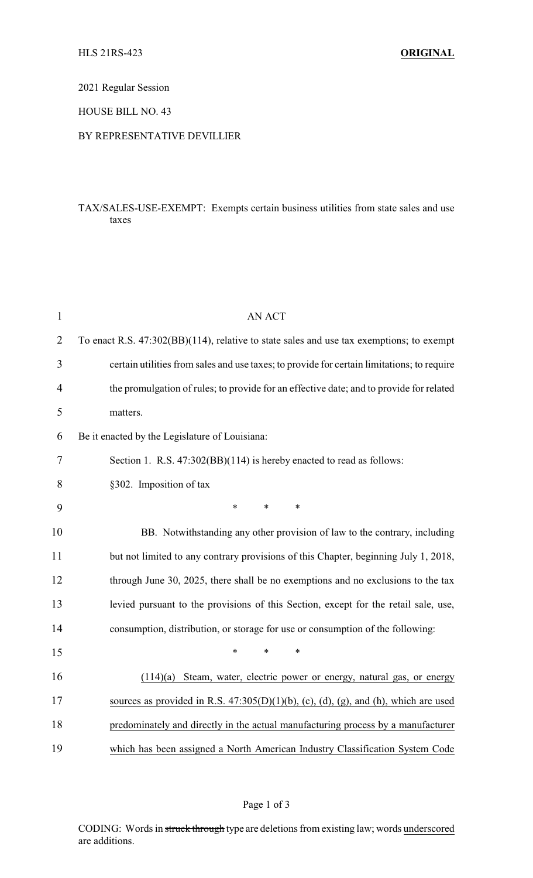HLS 21RS-423 **ORIGINAL**

2021 Regular Session

HOUSE BILL NO. 43

BY REPRESENTATIVE DEVILLIER

TAX/SALES-USE-EXEMPT: Exempts certain business utilities from state sales and use taxes

AN ACT

To enact R.S. 47:302(BB)(114), relative to state sales and use tax exemptions; to exempt certain utilities from sales and use taxes; to provide for certain limitations; to require the promulgation of rules; to provide for an effective date; and to provide for related matters.

Be it enacted by the Legislature of Louisiana:

Section 1. R.S. 47:302(BB)(114) is hereby enacted to read as follows:

§302. Imposition of tax

\* \* \*

BB. Notwithstanding any other provision of law to the contrary, including but not limited to any contrary provisions of this Chapter, beginning July 1, 2018, through June 30, 2025, there shall be no exemptions and no exclusions to the tax levied pursuant to the provisions of this Section, except for the retail sale, use, consumption, distribution, or storage for use or consumption of the following:

\* \* \*

<u>(114)(a) Steam, water, electric power or energy, natural gas, or energy sources as provided in R.S. 47:305(D)(1)(b), (c), (d), (g), and (h), which are used predominately and directly in the actual manufacturing process by a manufacturer which has been assigned a North American Industry Classification System Code</u>

CODING: Words in ~~struck through~~ type are deletions from existing law; words <u>underscored</u> are additions.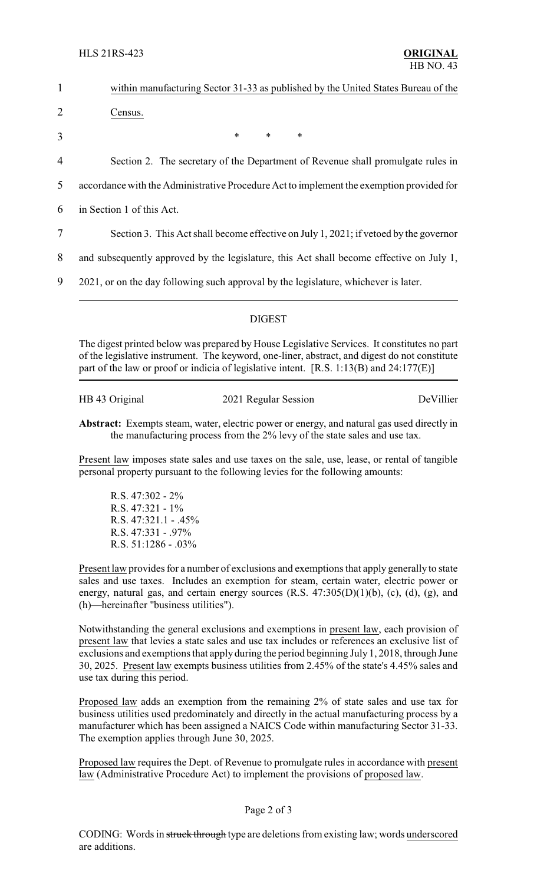within manufacturing Sector 31-33 as published by the United States Bureau of the Census.

\* \* \*

Section 2. The secretary of the Department of Revenue shall promulgate rules in accordance with the Administrative Procedure Act to implement the exemption provided for in Section 1 of this Act.

Section 3. This Act shall become effective on July 1, 2021; if vetoed by the governor and subsequently approved by the legislature, this Act shall become effective on July 1, 2021, or on the day following such approval by the legislature, whichever is later.

## DIGEST

The digest printed below was prepared by House Legislative Services. It constitutes no part of the legislative instrument. The keyword, one-liner, abstract, and digest do not constitute part of the law or proof or indicia of legislative intent. [R.S. 1:13(B) and 24:177(E)]

HB 43 Original | 2021 Regular Session | DeVillier

**Abstract:** Exempts steam, water, electric power or energy, and natural gas used directly in the manufacturing process from the 2% levy of the state sales and use tax.

Present law imposes state sales and use taxes on the sale, use, lease, or rental of tangible personal property pursuant to the following levies for the following amounts:

R.S. 47:302 - 2%
R.S. 47:321 - 1%
R.S. 47:321.1 - .45%
R.S. 47:331 - .97%
R.S. 51:1286 - .03%

Present law provides for a number of exclusions and exemptions that apply generally to state sales and use taxes. Includes an exemption for steam, certain water, electric power or energy, natural gas, and certain energy sources (R.S. 47:305(D)(1)(b), (c), (d), (g), and (h)—hereinafter "business utilities").

Notwithstanding the general exclusions and exemptions in present law, each provision of present law that levies a state sales and use tax includes or references an exclusive list of exclusions and exemptions that apply during the period beginning July 1, 2018, through June 30, 2025. Present law exempts business utilities from 2.45% of the state's 4.45% sales and use tax during this period.

Proposed law adds an exemption from the remaining 2% of state sales and use tax for business utilities used predominately and directly in the actual manufacturing process by a manufacturer which has been assigned a NAICS Code within manufacturing Sector 31-33. The exemption applies through June 30, 2025.

Proposed law requires the Dept. of Revenue to promulgate rules in accordance with present law (Administrative Procedure Act) to implement the provisions of proposed law.

CODING: Words in ~~struck through~~ type are deletions from existing law; words underscored are additions.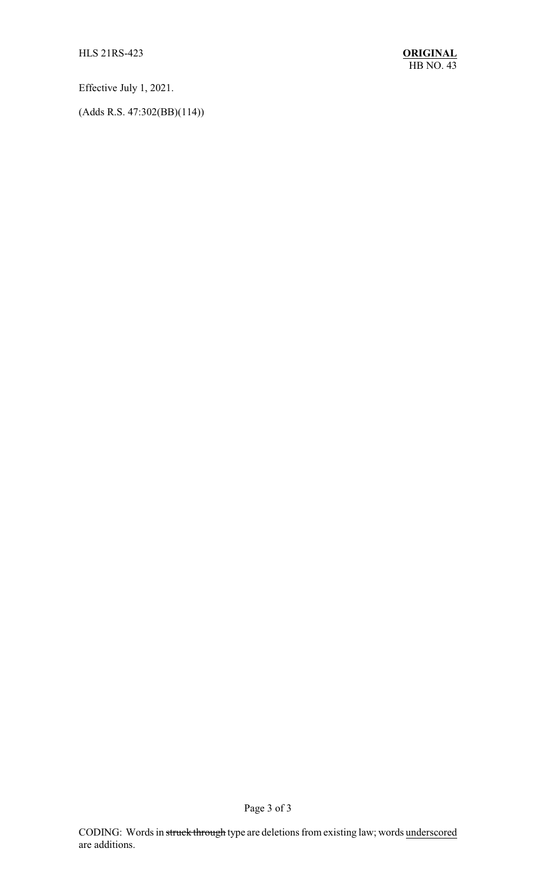Effective July 1, 2021.

(Adds R.S. 47:302(BB)(114))